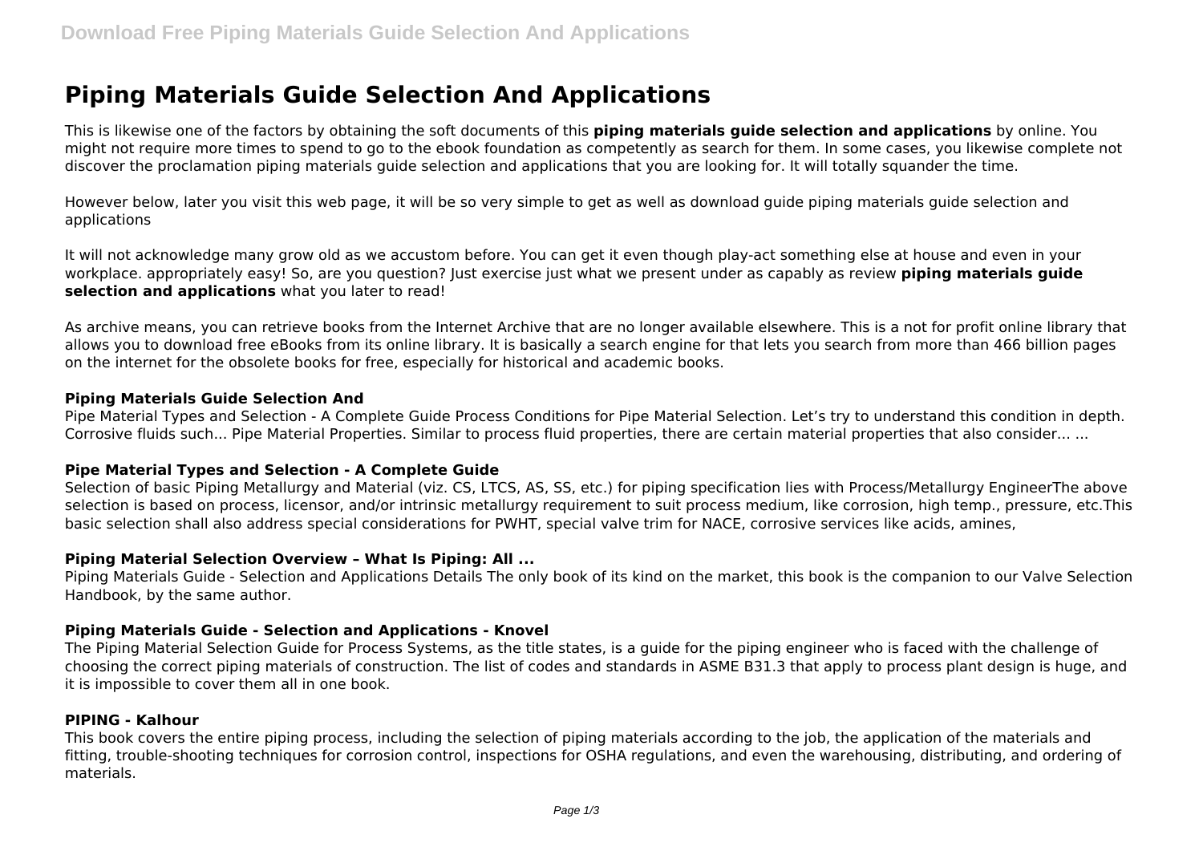# Piping Materials Guide Selection And Applications

This is likewise one of the factors by obtaining the soft documents of this **piping materials guide selection and applications** by online. You might not require more times to spend to go to the ebook foundation as competently as search for them. In some cases, you likewise complete not discover the proclamation piping materials guide selection and applications that you are looking for. It will totally squander the time.

However below, later you visit this web page, it will be so very simple to get as well as download guide piping materials guide selection and applications

It will not acknowledge many grow old as we accustom before. You can get it even though play-act something else at house and even in your workplace. appropriately easy! So, are you question? Just exercise just what we present under as capably as review **piping materials guide selection and applications** what you later to read!

As archive means, you can retrieve books from the Internet Archive that are no longer available elsewhere. This is a not for profit online library that allows you to download free eBooks from its online library. It is basically a search engine for that lets you search from more than 466 billion pages on the internet for the obsolete books for free, especially for historical and academic books.

### Piping Materials Guide Selection And

Pipe Material Types and Selection - A Complete Guide Process Conditions for Pipe Material Selection. Let's try to understand this condition in depth. Corrosive fluids such... Pipe Material Properties. Similar to process fluid properties, there are certain material properties that also consider... ...

### Pipe Material Types and Selection - A Complete Guide

Selection of basic Piping Metallurgy and Material (viz. CS, LTCS, AS, SS, etc.) for piping specification lies with Process/Metallurgy EngineerThe above selection is based on process, licensor, and/or intrinsic metallurgy requirement to suit process medium, like corrosion, high temp., pressure, etc.This basic selection shall also address special considerations for PWHT, special valve trim for NACE, corrosive services like acids, amines,

### Piping Material Selection Overview – What Is Piping: All ...

Piping Materials Guide - Selection and Applications Details The only book of its kind on the market, this book is the companion to our Valve Selection Handbook, by the same author.

### Piping Materials Guide - Selection and Applications - Knovel

The Piping Material Selection Guide for Process Systems, as the title states, is a guide for the piping engineer who is faced with the challenge of choosing the correct piping materials of construction. The list of codes and standards in ASME B31.3 that apply to process plant design is huge, and it is impossible to cover them all in one book.

### PIPING - Kalhour

This book covers the entire piping process, including the selection of piping materials according to the job, the application of the materials and fitting, trouble-shooting techniques for corrosion control, inspections for OSHA regulations, and even the warehousing, distributing, and ordering of materials.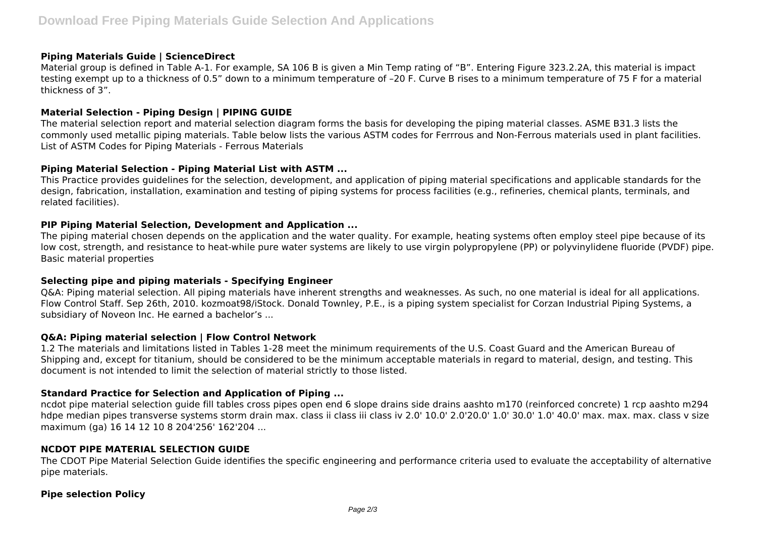### Piping Materials Guide | ScienceDirect

Material group is defined in Table A-1. For example, SA 106 B is given a Min Temp rating of "B". Entering Figure 323.2.2A, this material is impact testing exempt up to a thickness of 0.5" down to a minimum temperature of –20 F. Curve B rises to a minimum temperature of 75 F for a material thickness of 3".

### Material Selection - Piping Design | PIPING GUIDE

The material selection report and material selection diagram forms the basis for developing the piping material classes. ASME B31.3 lists the commonly used metallic piping materials. Table below lists the various ASTM codes for Ferrrous and Non-Ferrous materials used in plant facilities. List of ASTM Codes for Piping Materials - Ferrous Materials

### Piping Material Selection - Piping Material List with ASTM ...

This Practice provides guidelines for the selection, development, and application of piping material specifications and applicable standards for the design, fabrication, installation, examination and testing of piping systems for process facilities (e.g., refineries, chemical plants, terminals, and related facilities).

### PIP Piping Material Selection, Development and Application ...

The piping material chosen depends on the application and the water quality. For example, heating systems often employ steel pipe because of its low cost, strength, and resistance to heat-while pure water systems are likely to use virgin polypropylene (PP) or polyvinylidene fluoride (PVDF) pipe. Basic material properties

### Selecting pipe and piping materials - Specifying Engineer

Q&A: Piping material selection. All piping materials have inherent strengths and weaknesses. As such, no one material is ideal for all applications. Flow Control Staff. Sep 26th, 2010. kozmoat98/iStock. Donald Townley, P.E., is a piping system specialist for Corzan Industrial Piping Systems, a subsidiary of Noveon Inc. He earned a bachelor's ...

### Q&A: Piping material selection | Flow Control Network

1.2 The materials and limitations listed in Tables 1-28 meet the minimum requirements of the U.S. Coast Guard and the American Bureau of Shipping and, except for titanium, should be considered to be the minimum acceptable materials in regard to material, design, and testing. This document is not intended to limit the selection of material strictly to those listed.

### Standard Practice for Selection and Application of Piping ...

ncdot pipe material selection guide fill tables cross pipes open end 6 slope drains side drains aashto m170 (reinforced concrete) 1 rcp aashto m294 hdpe median pipes transverse systems storm drain max. class ii class iii class iv 2.0' 10.0' 2.0'20.0' 1.0' 30.0' 1.0' 40.0' max. max. max. class v size maximum (ga) 16 14 12 10 8 204'256' 162'204 ...

### NCDOT PIPE MATERIAL SELECTION GUIDE

The CDOT Pipe Material Selection Guide identifies the specific engineering and performance criteria used to evaluate the acceptability of alternative pipe materials.

### Pipe selection Policy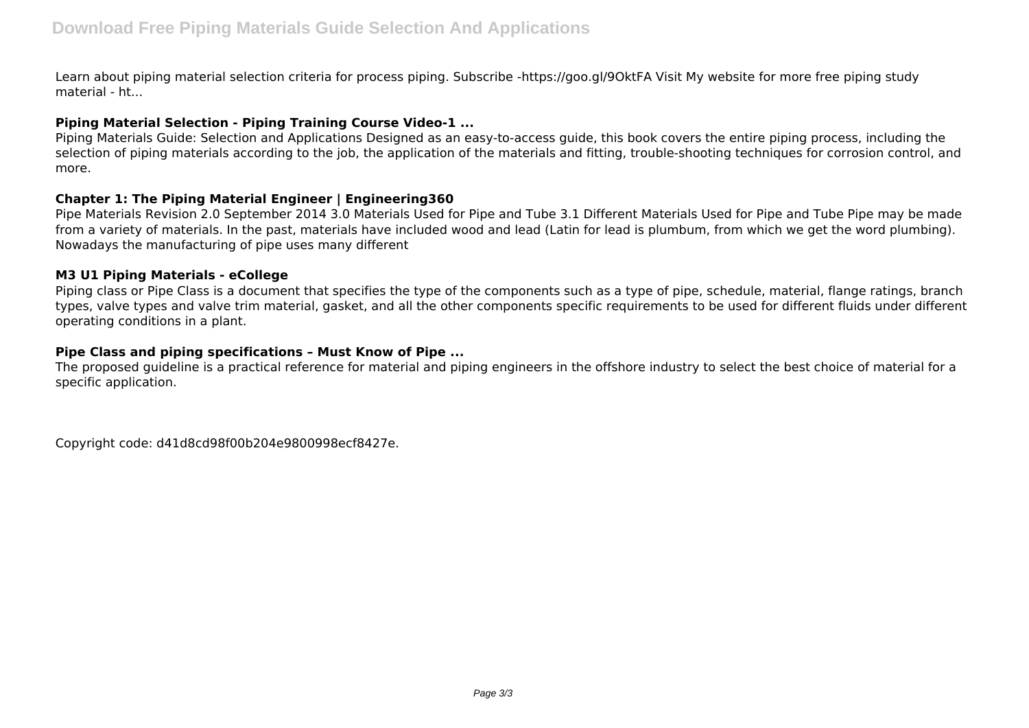Learn about piping material selection criteria for process piping. Subscribe -https://goo.gl/9OktFA Visit My website for more free piping study material - ht...

**Piping Material Selection - Piping Training Course Video-1 ...**

Piping Materials Guide: Selection and Applications Designed as an easy-to-access guide, this book covers the entire piping process, including the selection of piping materials according to the job, the application of the materials and fitting, trouble-shooting techniques for corrosion control, and more.

**Chapter 1: The Piping Material Engineer | Engineering360**

Pipe Materials Revision 2.0 September 2014 3.0 Materials Used for Pipe and Tube 3.1 Different Materials Used for Pipe and Tube Pipe may be made from a variety of materials. In the past, materials have included wood and lead (Latin for lead is plumbum, from which we get the word plumbing). Nowadays the manufacturing of pipe uses many different

**M3 U1 Piping Materials - eCollege**

Piping class or Pipe Class is a document that specifies the type of the components such as a type of pipe, schedule, material, flange ratings, branch types, valve types and valve trim material, gasket, and all the other components specific requirements to be used for different fluids under different operating conditions in a plant.

**Pipe Class and piping specifications – Must Know of Pipe ...**

The proposed guideline is a practical reference for material and piping engineers in the offshore industry to select the best choice of material for a specific application.

Copyright code: d41d8cd98f00b204e9800998ecf8427e.